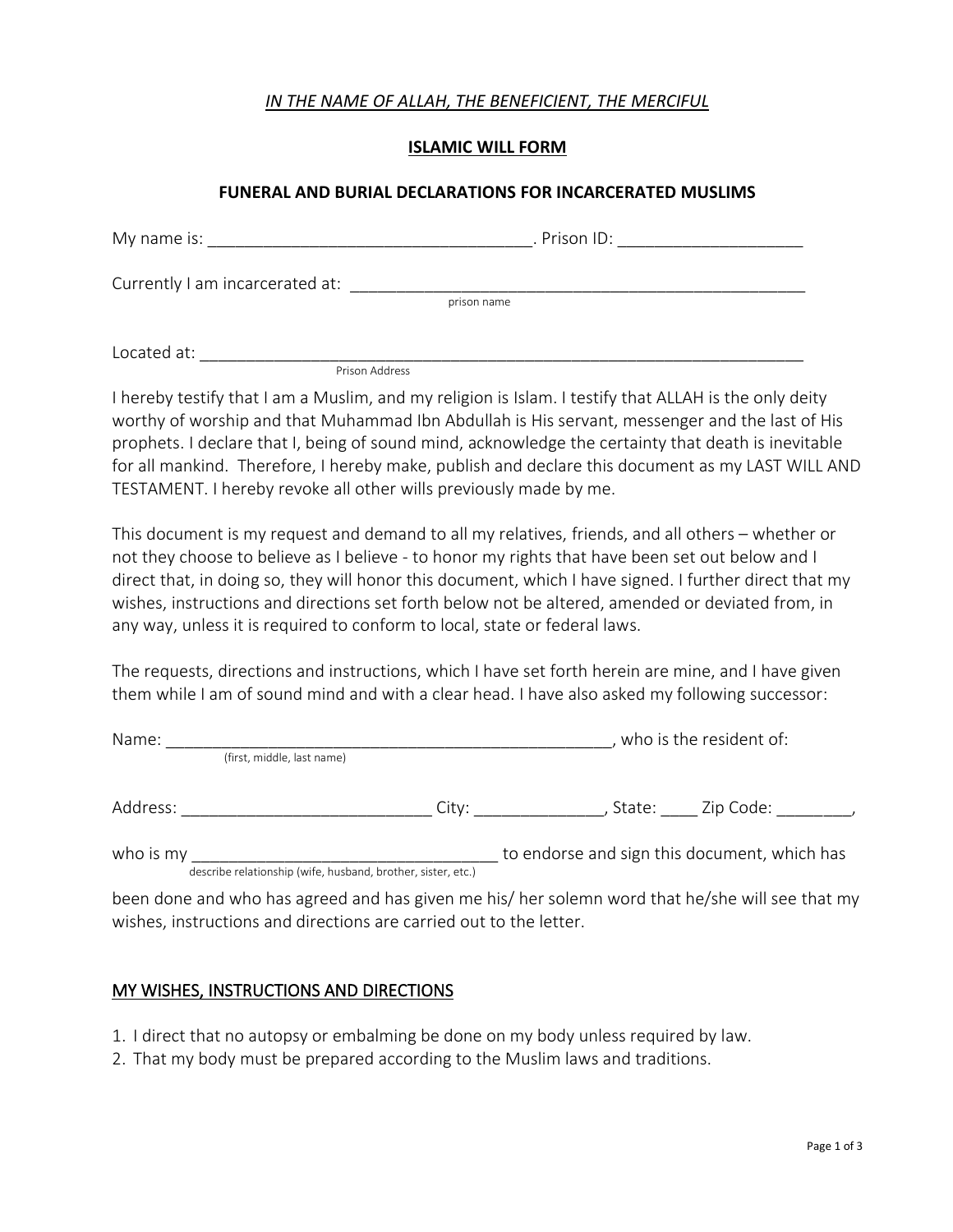*IN THE NAME OF ALLAH, THE BENEFICIENT, THE MERCIFUL*

# ISLAMIC WILL FORM

## FUNERAL AND BURIAL DECLARATIONS FOR INCARCERATED MUSLIMS

My name is: ___________________________________. Prison ID: ___________________

Currently I am incarcerated at: ______________________________________________
prison name

Located at: ______________________________________________________________
Prison Address

I hereby testify that I am a Muslim, and my religion is Islam. I testify that ALLAH is the only deity worthy of worship and that Muhammad Ibn Abdullah is His servant, messenger and the last of His prophets. I declare that I, being of sound mind, acknowledge the certainty that death is inevitable for all mankind. Therefore, I hereby make, publish and declare this document as my LAST WILL AND TESTAMENT. I hereby revoke all other wills previously made by me.

This document is my request and demand to all my relatives, friends, and all others – whether or not they choose to believe as I believe - to honor my rights that have been set out below and I direct that, in doing so, they will honor this document, which I have signed. I further direct that my wishes, instructions and directions set forth below not be altered, amended or deviated from, in any way, unless it is required to conform to local, state or federal laws.

The requests, directions and instructions, which I have set forth herein are mine, and I have given them while I am of sound mind and with a clear head. I have also asked my following successor:

Name: _________________________________________________, who is the resident of:
(first, middle, last name)

Address: ___________________________ City: ______________, State: ____ Zip Code: ________,

who is my _________________________________ to endorse and sign this document, which has
describe relationship (wife, husband, brother, sister, etc.)

been done and who has agreed and has given me his/ her solemn word that he/she will see that my wishes, instructions and directions are carried out to the letter.

## MY WISHES, INSTRUCTIONS AND DIRECTIONS

1. I direct that no autopsy or embalming be done on my body unless required by law.
2. That my body must be prepared according to the Muslim laws and traditions.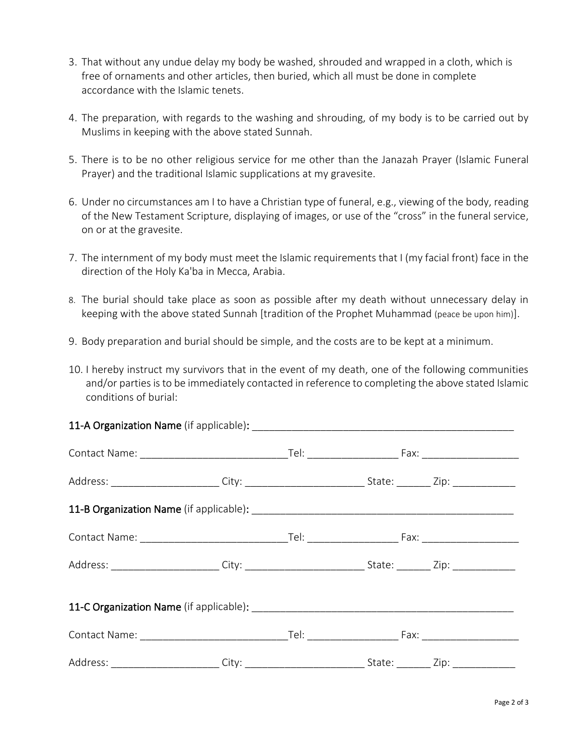3. That without any undue delay my body be washed, shrouded and wrapped in a cloth, which is free of ornaments and other articles, then buried, which all must be done in complete accordance with the Islamic tenets.

4. The preparation, with regards to the washing and shrouding, of my body is to be carried out by Muslims in keeping with the above stated Sunnah.

5. There is to be no other religious service for me other than the Janazah Prayer (Islamic Funeral Prayer) and the traditional Islamic supplications at my gravesite.

6. Under no circumstances am I to have a Christian type of funeral, e.g., viewing of the body, reading of the New Testament Scripture, displaying of images, or use of the "cross" in the funeral service, on or at the gravesite.

7. The internment of my body must meet the Islamic requirements that I (my facial front) face in the direction of the Holy Ka'ba in Mecca, Arabia.

8. The burial should take place as soon as possible after my death without unnecessary delay in keeping with the above stated Sunnah [tradition of the Prophet Muhammad (peace be upon him)].

9. Body preparation and burial should be simple, and the costs are to be kept at a minimum.

10. I hereby instruct my survivors that in the event of my death, one of the following communities and/or parties is to be immediately contacted in reference to completing the above stated Islamic conditions of burial:

**11-A Organization Name** (if applicable)**:** _______________________________________________

Contact Name: _________________________Tel: ________________ Fax: _________________

Address: ___________________ City: _____________________ State: ______ Zip: ___________

**11-B Organization Name** (if applicable)**:** _______________________________________________

Contact Name: _________________________Tel: ________________ Fax: _________________

Address: ___________________ City: _____________________ State: ______ Zip: ___________

**11-C Organization Name** (if applicable)**:** _______________________________________________

Contact Name: _________________________Tel: ________________ Fax: _________________

Address: ___________________ City: _____________________ State: ______ Zip: ___________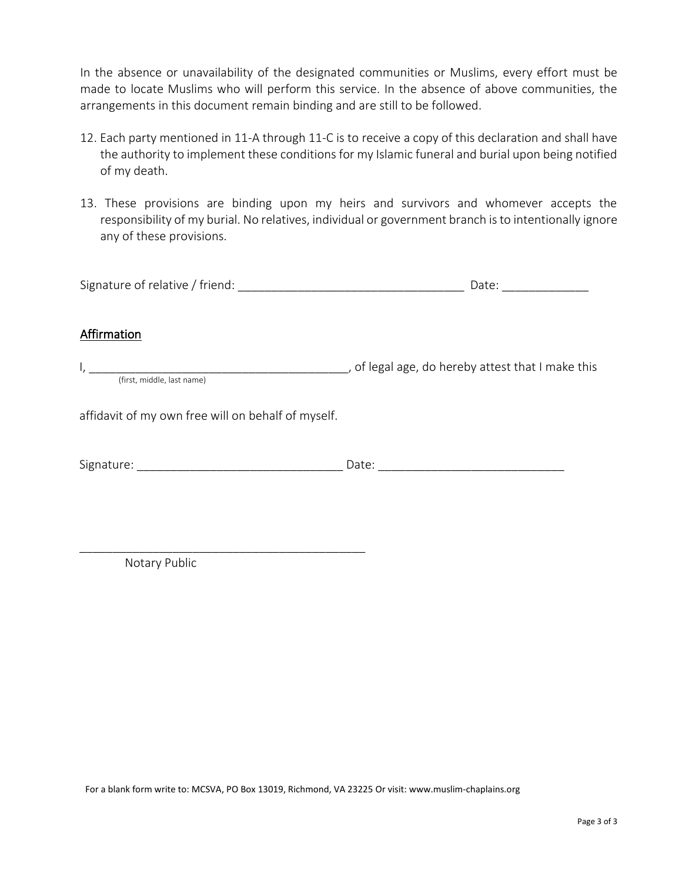In the absence or unavailability of the designated communities or Muslims, every effort must be made to locate Muslims who will perform this service. In the absence of above communities, the arrangements in this document remain binding and are still to be followed.

12. Each party mentioned in 11-A through 11-C is to receive a copy of this declaration and shall have the authority to implement these conditions for my Islamic funeral and burial upon being notified of my death.

13. These provisions are binding upon my heirs and survivors and whomever accepts the responsibility of my burial. No relatives, individual or government branch is to intentionally ignore any of these provisions.

Signature of relative / friend: ___________________________________ Date: _____________

## Affirmation

I, ________________________________________, of legal age, do hereby attest that I make this
(first, middle, last name)

affidavit of my own free will on behalf of myself.

Signature: _______________________________ Date: ____________________________

_____________________________________________
Notary Public

For a blank form write to: MCSVA, PO Box 13019, Richmond, VA 23225 Or visit: www.muslim-chaplains.org